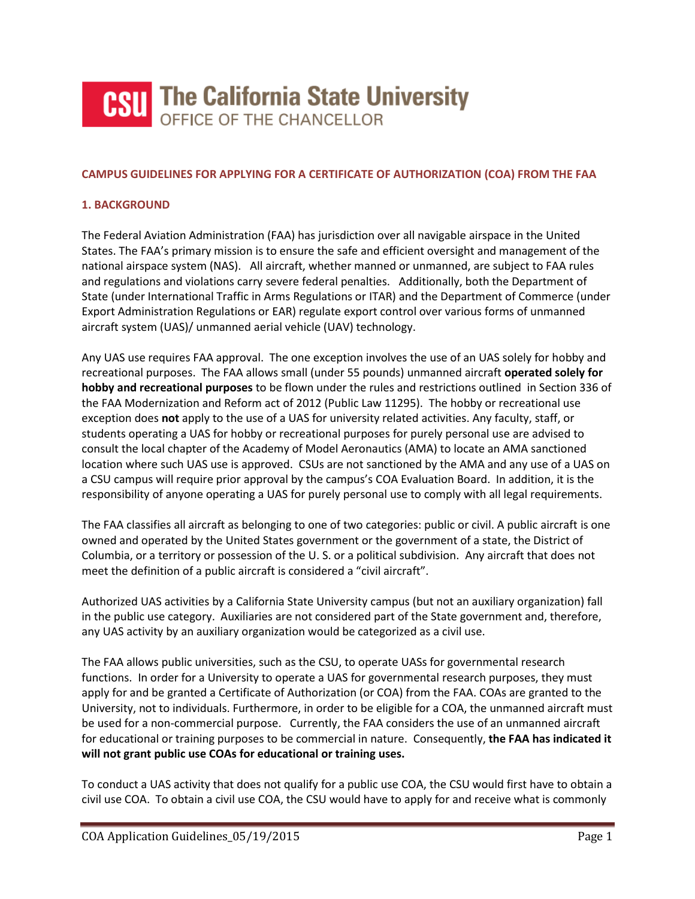# The California State University
OFFICE OF THE CHANCELLOR

## CAMPUS GUIDELINES FOR APPLYING FOR A CERTIFICATE OF AUTHORIZATION (COA) FROM THE FAA

### 1. BACKGROUND

The Federal Aviation Administration (FAA) has jurisdiction over all navigable airspace in the United States. The FAA's primary mission is to ensure the safe and efficient oversight and management of the national airspace system (NAS). All aircraft, whether manned or unmanned, are subject to FAA rules and regulations and violations carry severe federal penalties. Additionally, both the Department of State (under International Traffic in Arms Regulations or ITAR) and the Department of Commerce (under Export Administration Regulations or EAR) regulate export control over various forms of unmanned aircraft system (UAS)/ unmanned aerial vehicle (UAV) technology.

Any UAS use requires FAA approval. The one exception involves the use of an UAS solely for hobby and recreational purposes. The FAA allows small (under 55 pounds) unmanned aircraft **operated solely for hobby and recreational purposes** to be flown under the rules and restrictions outlined in Section 336 of the FAA Modernization and Reform act of 2012 (Public Law 11295). The hobby or recreational use exception does **not** apply to the use of a UAS for university related activities. Any faculty, staff, or students operating a UAS for hobby or recreational purposes for purely personal use are advised to consult the local chapter of the Academy of Model Aeronautics (AMA) to locate an AMA sanctioned location where such UAS use is approved. CSUs are not sanctioned by the AMA and any use of a UAS on a CSU campus will require prior approval by the campus's COA Evaluation Board. In addition, it is the responsibility of anyone operating a UAS for purely personal use to comply with all legal requirements.

The FAA classifies all aircraft as belonging to one of two categories: public or civil. A public aircraft is one owned and operated by the United States government or the government of a state, the District of Columbia, or a territory or possession of the U. S. or a political subdivision. Any aircraft that does not meet the definition of a public aircraft is considered a "civil aircraft".

Authorized UAS activities by a California State University campus (but not an auxiliary organization) fall in the public use category. Auxiliaries are not considered part of the State government and, therefore, any UAS activity by an auxiliary organization would be categorized as a civil use.

The FAA allows public universities, such as the CSU, to operate UASs for governmental research functions. In order for a University to operate a UAS for governmental research purposes, they must apply for and be granted a Certificate of Authorization (or COA) from the FAA. COAs are granted to the University, not to individuals. Furthermore, in order to be eligible for a COA, the unmanned aircraft must be used for a non-commercial purpose. Currently, the FAA considers the use of an unmanned aircraft for educational or training purposes to be commercial in nature. Consequently, **the FAA has indicated it will not grant public use COAs for educational or training uses.**

To conduct a UAS activity that does not qualify for a public use COA, the CSU would first have to obtain a civil use COA. To obtain a civil use COA, the CSU would have to apply for and receive what is commonly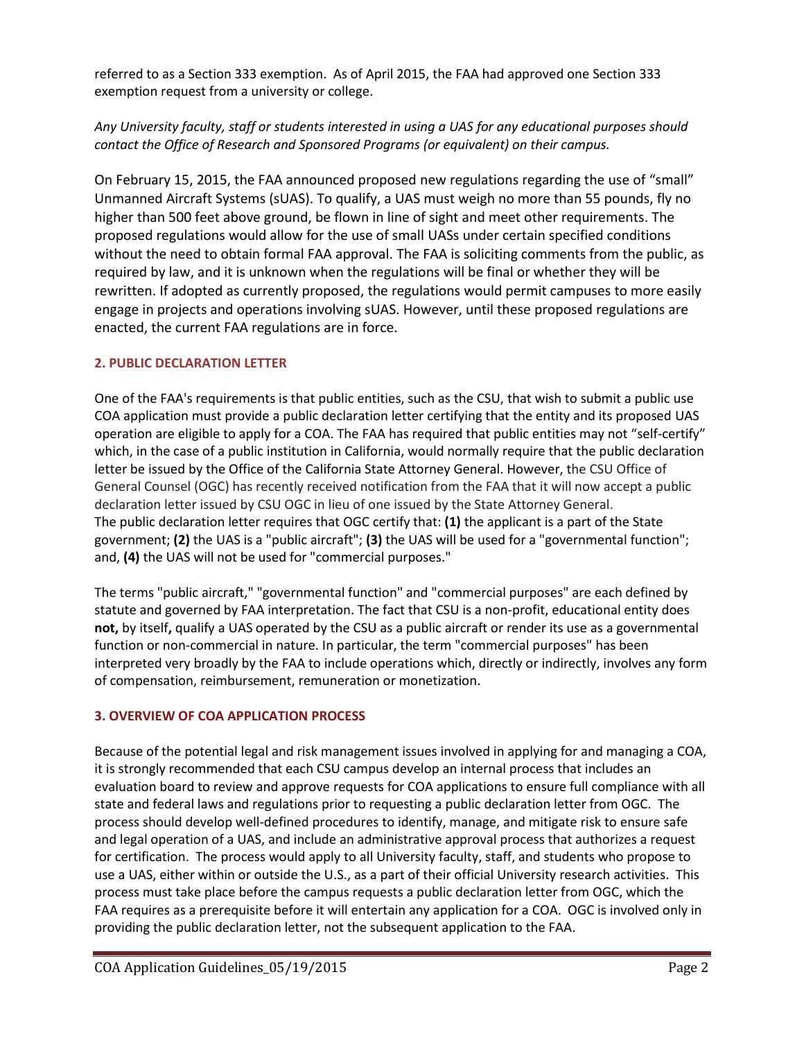referred to as a Section 333 exemption. As of April 2015, the FAA had approved one Section 333 exemption request from a university or college.

*Any University faculty, staff or students interested in using a UAS for any educational purposes should contact the Office of Research and Sponsored Programs (or equivalent) on their campus.*

On February 15, 2015, the FAA announced proposed new regulations regarding the use of "small" Unmanned Aircraft Systems (sUAS). To qualify, a UAS must weigh no more than 55 pounds, fly no higher than 500 feet above ground, be flown in line of sight and meet other requirements. The proposed regulations would allow for the use of small UASs under certain specified conditions without the need to obtain formal FAA approval. The FAA is soliciting comments from the public, as required by law, and it is unknown when the regulations will be final or whether they will be rewritten. If adopted as currently proposed, the regulations would permit campuses to more easily engage in projects and operations involving sUAS. However, until these proposed regulations are enacted, the current FAA regulations are in force.

## 2. PUBLIC DECLARATION LETTER

One of the FAA's requirements is that public entities, such as the CSU, that wish to submit a public use COA application must provide a public declaration letter certifying that the entity and its proposed UAS operation are eligible to apply for a COA. The FAA has required that public entities may not "self-certify" which, in the case of a public institution in California, would normally require that the public declaration letter be issued by the Office of the California State Attorney General. However, the CSU Office of General Counsel (OGC) has recently received notification from the FAA that it will now accept a public declaration letter issued by CSU OGC in lieu of one issued by the State Attorney General.
The public declaration letter requires that OGC certify that: **(1)** the applicant is a part of the State government; **(2)** the UAS is a "public aircraft"; **(3)** the UAS will be used for a "governmental function"; and, **(4)** the UAS will not be used for "commercial purposes."

The terms "public aircraft," "governmental function" and "commercial purposes" are each defined by statute and governed by FAA interpretation. The fact that CSU is a non-profit, educational entity does **not,** by itself**,** qualify a UAS operated by the CSU as a public aircraft or render its use as a governmental function or non-commercial in nature. In particular, the term "commercial purposes" has been interpreted very broadly by the FAA to include operations which, directly or indirectly, involves any form of compensation, reimbursement, remuneration or monetization.

## 3. OVERVIEW OF COA APPLICATION PROCESS

Because of the potential legal and risk management issues involved in applying for and managing a COA, it is strongly recommended that each CSU campus develop an internal process that includes an evaluation board to review and approve requests for COA applications to ensure full compliance with all state and federal laws and regulations prior to requesting a public declaration letter from OGC. The process should develop well-defined procedures to identify, manage, and mitigate risk to ensure safe and legal operation of a UAS, and include an administrative approval process that authorizes a request for certification. The process would apply to all University faculty, staff, and students who propose to use a UAS, either within or outside the U.S., as a part of their official University research activities. This process must take place before the campus requests a public declaration letter from OGC, which the FAA requires as a prerequisite before it will entertain any application for a COA. OGC is involved only in providing the public declaration letter, not the subsequent application to the FAA.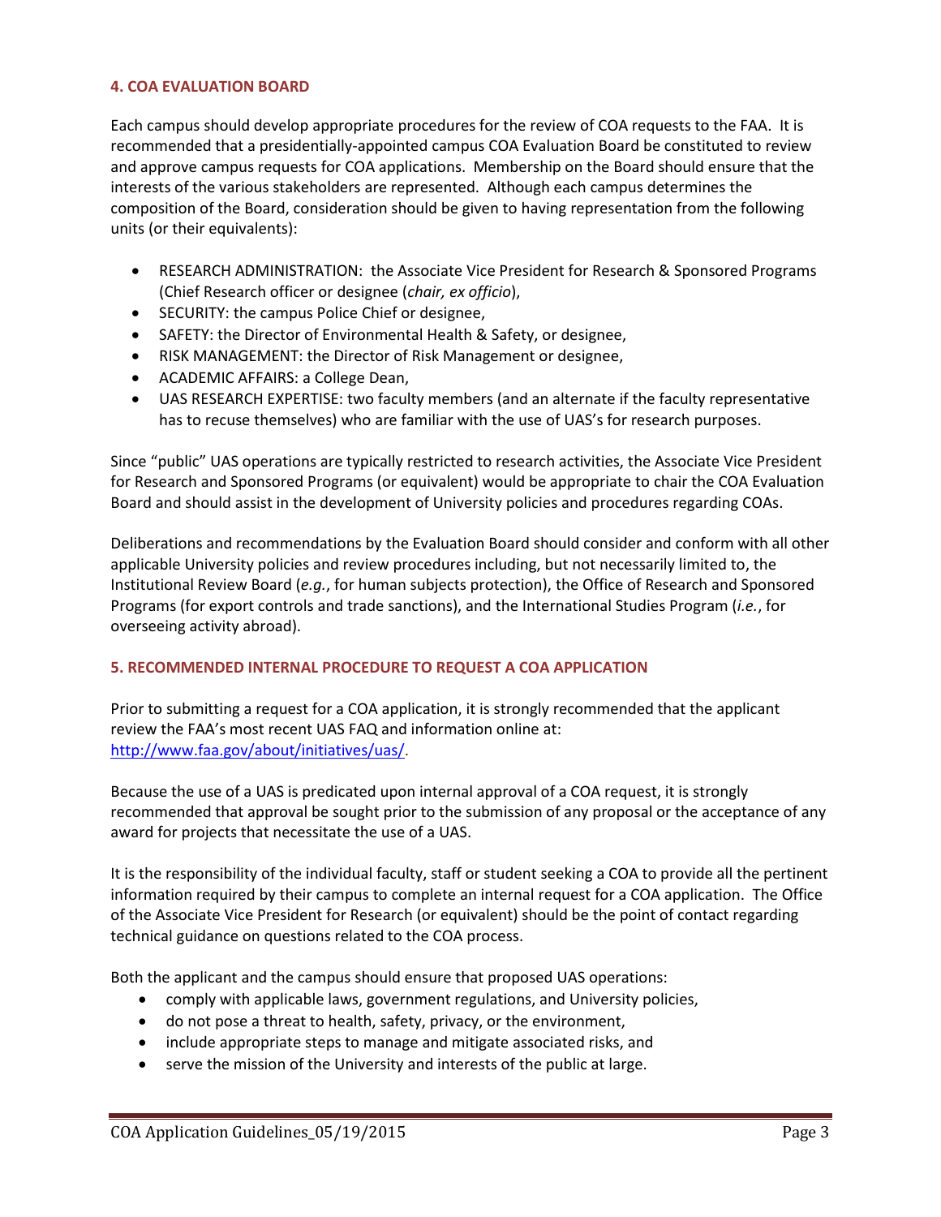## 4. COA EVALUATION BOARD

Each campus should develop appropriate procedures for the review of COA requests to the FAA. It is recommended that a presidentially-appointed campus COA Evaluation Board be constituted to review and approve campus requests for COA applications. Membership on the Board should ensure that the interests of the various stakeholders are represented. Although each campus determines the composition of the Board, consideration should be given to having representation from the following units (or their equivalents):

- RESEARCH ADMINISTRATION: the Associate Vice President for Research & Sponsored Programs (Chief Research officer or designee (*chair, ex officio*),
- SECURITY: the campus Police Chief or designee,
- SAFETY: the Director of Environmental Health & Safety, or designee,
- RISK MANAGEMENT: the Director of Risk Management or designee,
- ACADEMIC AFFAIRS: a College Dean,
- UAS RESEARCH EXPERTISE: two faculty members (and an alternate if the faculty representative has to recuse themselves) who are familiar with the use of UAS's for research purposes.

Since "public" UAS operations are typically restricted to research activities, the Associate Vice President for Research and Sponsored Programs (or equivalent) would be appropriate to chair the COA Evaluation Board and should assist in the development of University policies and procedures regarding COAs.

Deliberations and recommendations by the Evaluation Board should consider and conform with all other applicable University policies and review procedures including, but not necessarily limited to, the Institutional Review Board (*e.g.*, for human subjects protection), the Office of Research and Sponsored Programs (for export controls and trade sanctions), and the International Studies Program (*i.e.*, for overseeing activity abroad).

## 5. RECOMMENDED INTERNAL PROCEDURE TO REQUEST A COA APPLICATION

Prior to submitting a request for a COA application, it is strongly recommended that the applicant review the FAA's most recent UAS FAQ and information online at: [http://www.faa.gov/about/initiatives/uas/](http://www.faa.gov/about/initiatives/uas/).

Because the use of a UAS is predicated upon internal approval of a COA request, it is strongly recommended that approval be sought prior to the submission of any proposal or the acceptance of any award for projects that necessitate the use of a UAS.

It is the responsibility of the individual faculty, staff or student seeking a COA to provide all the pertinent information required by their campus to complete an internal request for a COA application. The Office of the Associate Vice President for Research (or equivalent) should be the point of contact regarding technical guidance on questions related to the COA process.

Both the applicant and the campus should ensure that proposed UAS operations:

- comply with applicable laws, government regulations, and University policies,
- do not pose a threat to health, safety, privacy, or the environment,
- include appropriate steps to manage and mitigate associated risks, and
- serve the mission of the University and interests of the public at large.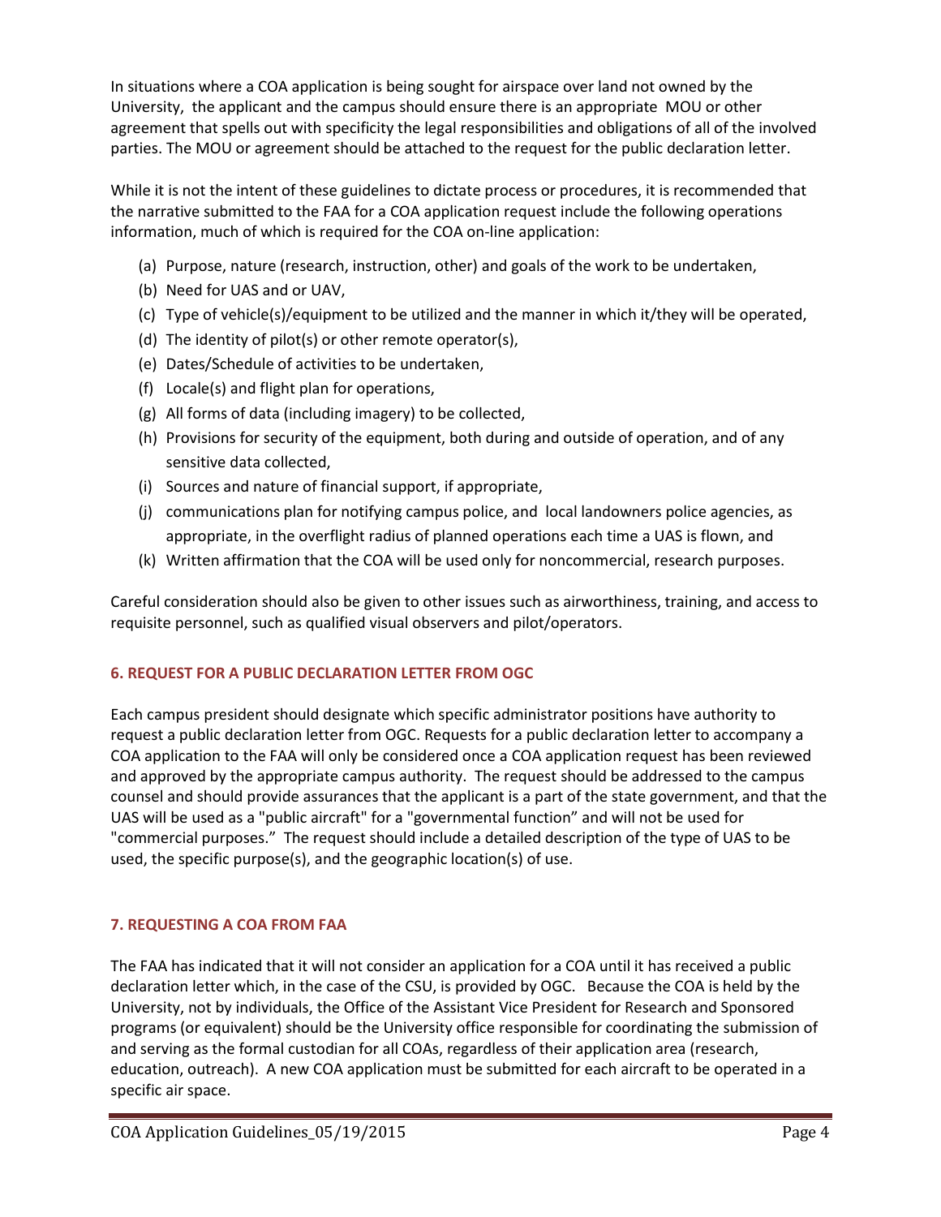In situations where a COA application is being sought for airspace over land not owned by the University, the applicant and the campus should ensure there is an appropriate MOU or other agreement that spells out with specificity the legal responsibilities and obligations of all of the involved parties. The MOU or agreement should be attached to the request for the public declaration letter.

While it is not the intent of these guidelines to dictate process or procedures, it is recommended that the narrative submitted to the FAA for a COA application request include the following operations information, much of which is required for the COA on-line application:

(a) Purpose, nature (research, instruction, other) and goals of the work to be undertaken,
(b) Need for UAS and or UAV,
(c) Type of vehicle(s)/equipment to be utilized and the manner in which it/they will be operated,
(d) The identity of pilot(s) or other remote operator(s),
(e) Dates/Schedule of activities to be undertaken,
(f) Locale(s) and flight plan for operations,
(g) All forms of data (including imagery) to be collected,
(h) Provisions for security of the equipment, both during and outside of operation, and of any sensitive data collected,
(i) Sources and nature of financial support, if appropriate,
(j) communications plan for notifying campus police, and local landowners police agencies, as appropriate, in the overflight radius of planned operations each time a UAS is flown, and
(k) Written affirmation that the COA will be used only for noncommercial, research purposes.

Careful consideration should also be given to other issues such as airworthiness, training, and access to requisite personnel, such as qualified visual observers and pilot/operators.

## 6. REQUEST FOR A PUBLIC DECLARATION LETTER FROM OGC

Each campus president should designate which specific administrator positions have authority to request a public declaration letter from OGC. Requests for a public declaration letter to accompany a COA application to the FAA will only be considered once a COA application request has been reviewed and approved by the appropriate campus authority. The request should be addressed to the campus counsel and should provide assurances that the applicant is a part of the state government, and that the UAS will be used as a "public aircraft" for a "governmental function" and will not be used for "commercial purposes." The request should include a detailed description of the type of UAS to be used, the specific purpose(s), and the geographic location(s) of use.

## 7. REQUESTING A COA FROM FAA

The FAA has indicated that it will not consider an application for a COA until it has received a public declaration letter which, in the case of the CSU, is provided by OGC. Because the COA is held by the University, not by individuals, the Office of the Assistant Vice President for Research and Sponsored programs (or equivalent) should be the University office responsible for coordinating the submission of and serving as the formal custodian for all COAs, regardless of their application area (research, education, outreach). A new COA application must be submitted for each aircraft to be operated in a specific air space.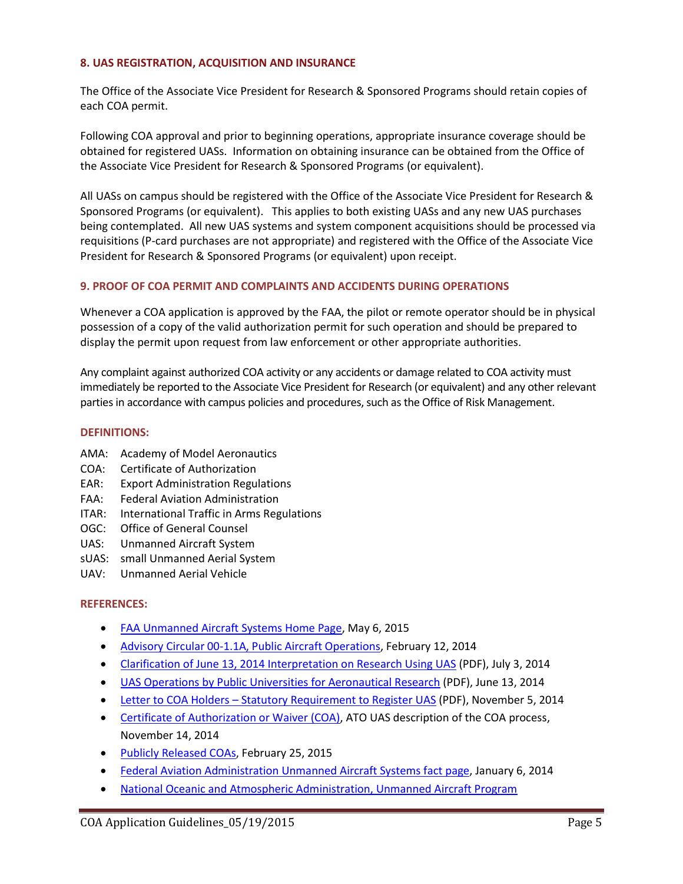## 8. UAS REGISTRATION, ACQUISITION AND INSURANCE

The Office of the Associate Vice President for Research & Sponsored Programs should retain copies of each COA permit.

Following COA approval and prior to beginning operations, appropriate insurance coverage should be obtained for registered UASs. Information on obtaining insurance can be obtained from the Office of the Associate Vice President for Research & Sponsored Programs (or equivalent).

All UASs on campus should be registered with the Office of the Associate Vice President for Research & Sponsored Programs (or equivalent). This applies to both existing UASs and any new UAS purchases being contemplated. All new UAS systems and system component acquisitions should be processed via requisitions (P-card purchases are not appropriate) and registered with the Office of the Associate Vice President for Research & Sponsored Programs (or equivalent) upon receipt.

## 9. PROOF OF COA PERMIT AND COMPLAINTS AND ACCIDENTS DURING OPERATIONS

Whenever a COA application is approved by the FAA, the pilot or remote operator should be in physical possession of a copy of the valid authorization permit for such operation and should be prepared to display the permit upon request from law enforcement or other appropriate authorities.

Any complaint against authorized COA activity or any accidents or damage related to COA activity must immediately be reported to the Associate Vice President for Research (or equivalent) and any other relevant parties in accordance with campus policies and procedures, such as the Office of Risk Management.

## DEFINITIONS:

AMA: Academy of Model Aeronautics
COA: Certificate of Authorization
EAR: Export Administration Regulations
FAA: Federal Aviation Administration
ITAR: International Traffic in Arms Regulations
OGC: Office of General Counsel
UAS: Unmanned Aircraft System
sUAS: small Unmanned Aerial System
UAV: Unmanned Aerial Vehicle

## REFERENCES:

- FAA Unmanned Aircraft Systems Home Page, May 6, 2015
- Advisory Circular 00-1.1A, Public Aircraft Operations, February 12, 2014
- Clarification of June 13, 2014 Interpretation on Research Using UAS (PDF), July 3, 2014
- UAS Operations by Public Universities for Aeronautical Research (PDF), June 13, 2014
- Letter to COA Holders – Statutory Requirement to Register UAS (PDF), November 5, 2014
- Certificate of Authorization or Waiver (COA), ATO UAS description of the COA process, November 14, 2014
- Publicly Released COAs, February 25, 2015
- Federal Aviation Administration Unmanned Aircraft Systems fact page, January 6, 2014
- National Oceanic and Atmospheric Administration, Unmanned Aircraft Program